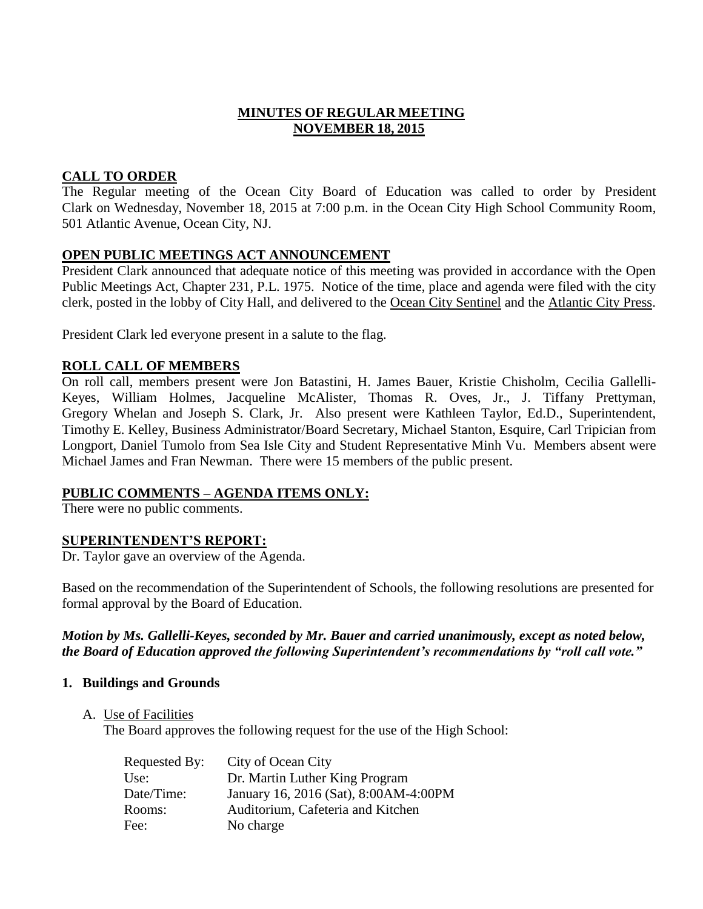# MINUTES OF REGULAR MEETING
## NOVEMBER 18, 2015

## CALL TO ORDER

The Regular meeting of the Ocean City Board of Education was called to order by President Clark on Wednesday, November 18, 2015 at 7:00 p.m. in the Ocean City High School Community Room, 501 Atlantic Avenue, Ocean City, NJ.

## OPEN PUBLIC MEETINGS ACT ANNOUNCEMENT

President Clark announced that adequate notice of this meeting was provided in accordance with the Open Public Meetings Act, Chapter 231, P.L. 1975. Notice of the time, place and agenda were filed with the city clerk, posted in the lobby of City Hall, and delivered to the Ocean City Sentinel and the Atlantic City Press.

President Clark led everyone present in a salute to the flag.

## ROLL CALL OF MEMBERS

On roll call, members present were Jon Batastini, H. James Bauer, Kristie Chisholm, Cecilia Gallelli-Keyes, William Holmes, Jacqueline McAlister, Thomas R. Oves, Jr., J. Tiffany Prettyman, Gregory Whelan and Joseph S. Clark, Jr. Also present were Kathleen Taylor, Ed.D., Superintendent, Timothy E. Kelley, Business Administrator/Board Secretary, Michael Stanton, Esquire, Carl Tripician from Longport, Daniel Tumolo from Sea Isle City and Student Representative Minh Vu. Members absent were Michael James and Fran Newman. There were 15 members of the public present.

## PUBLIC COMMENTS – AGENDA ITEMS ONLY:

There were no public comments.

## SUPERINTENDENT'S REPORT:

Dr. Taylor gave an overview of the Agenda.

Based on the recommendation of the Superintendent of Schools, the following resolutions are presented for formal approval by the Board of Education.

***Motion by Ms. Gallelli-Keyes, seconded by Mr. Bauer and carried unanimously, except as noted below, the Board of Education approved the following Superintendent's recommendations by "roll call vote."***

### 1. Buildings and Grounds

A. Use of Facilities

The Board approves the following request for the use of the High School:

| | |
|---|---|
| Requested By: | City of Ocean City |
| Use: | Dr. Martin Luther King Program |
| Date/Time: | January 16, 2016 (Sat), 8:00AM-4:00PM |
| Rooms: | Auditorium, Cafeteria and Kitchen |
| Fee: | No charge |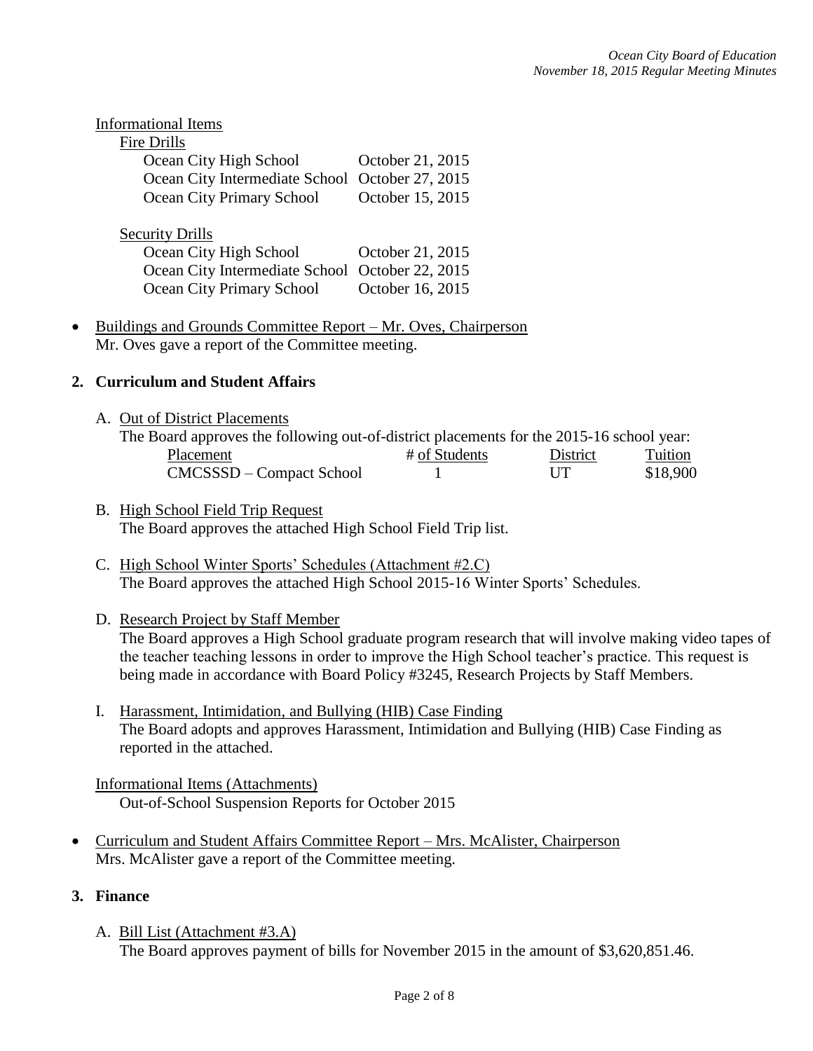Informational Items

Fire Drills

| | |
|---|---|
| Ocean City High School | October 21, 2015 |
| Ocean City Intermediate School | October 27, 2015 |
| Ocean City Primary School | October 15, 2015 |

Security Drills

| | |
|---|---|
| Ocean City High School | October 21, 2015 |
| Ocean City Intermediate School | October 22, 2015 |
| Ocean City Primary School | October 16, 2015 |

- Buildings and Grounds Committee Report – Mr. Oves, Chairperson
  Mr. Oves gave a report of the Committee meeting.

## 2. Curriculum and Student Affairs

A. Out of District Placements

The Board approves the following out-of-district placements for the 2015-16 school year:

| Placement | # of Students | District | Tuition |
|---|---|---|---|
| CMCSSSD – Compact School | 1 | UT | $18,900 |

B. High School Field Trip Request

The Board approves the attached High School Field Trip list.

C. High School Winter Sports' Schedules (Attachment #2.C)

The Board approves the attached High School 2015-16 Winter Sports' Schedules.

D. Research Project by Staff Member

The Board approves a High School graduate program research that will involve making video tapes of the teacher teaching lessons in order to improve the High School teacher's practice. This request is being made in accordance with Board Policy #3245, Research Projects by Staff Members.

I. Harassment, Intimidation, and Bullying (HIB) Case Finding

The Board adopts and approves Harassment, Intimidation and Bullying (HIB) Case Finding as reported in the attached.

Informational Items (Attachments)

Out-of-School Suspension Reports for October 2015

- Curriculum and Student Affairs Committee Report – Mrs. McAlister, Chairperson
  Mrs. McAlister gave a report of the Committee meeting.

## 3. Finance

A. Bill List (Attachment #3.A)

The Board approves payment of bills for November 2015 in the amount of $3,620,851.46.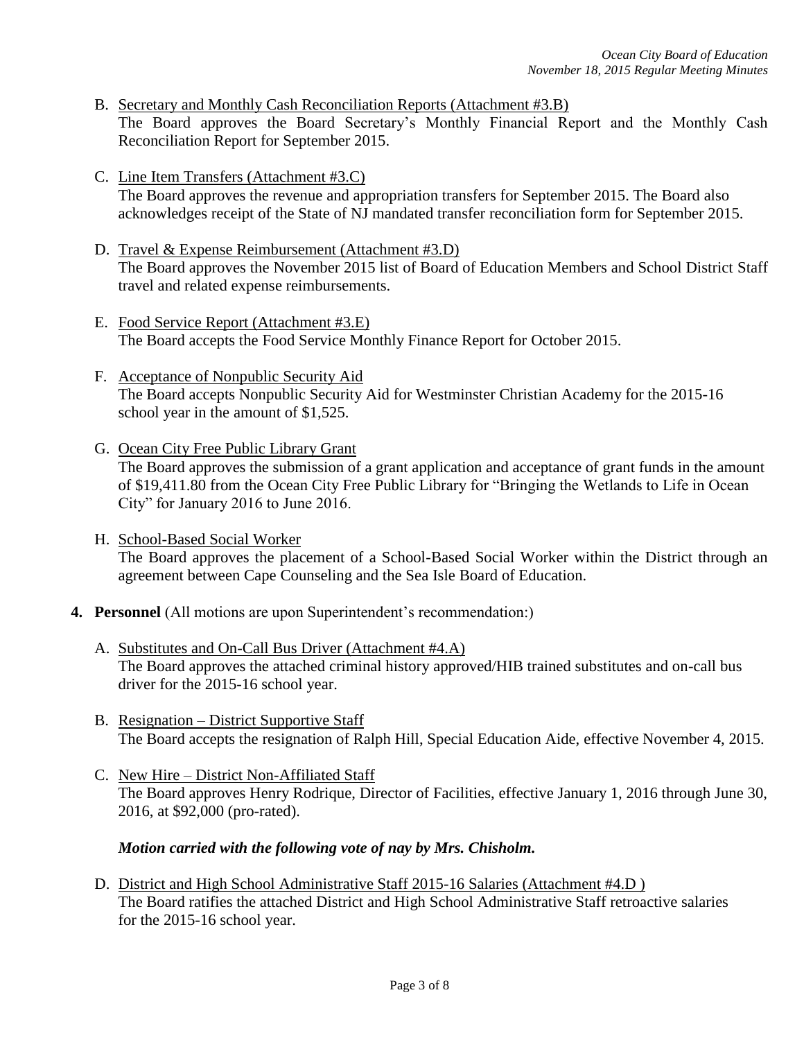B. <u>Secretary and Monthly Cash Reconciliation Reports (Attachment #3.B)</u>
   The Board approves the Board Secretary's Monthly Financial Report and the Monthly Cash Reconciliation Report for September 2015.

C. <u>Line Item Transfers (Attachment #3.C)</u>
   The Board approves the revenue and appropriation transfers for September 2015. The Board also acknowledges receipt of the State of NJ mandated transfer reconciliation form for September 2015.

D. <u>Travel & Expense Reimbursement (Attachment #3.D)</u>
   The Board approves the November 2015 list of Board of Education Members and School District Staff travel and related expense reimbursements.

E. <u>Food Service Report (Attachment #3.E)</u>
   The Board accepts the Food Service Monthly Finance Report for October 2015.

F. <u>Acceptance of Nonpublic Security Aid</u>
   The Board accepts Nonpublic Security Aid for Westminster Christian Academy for the 2015-16 school year in the amount of $1,525.

G. <u>Ocean City Free Public Library Grant</u>
   The Board approves the submission of a grant application and acceptance of grant funds in the amount of $19,411.80 from the Ocean City Free Public Library for "Bringing the Wetlands to Life in Ocean City" for January 2016 to June 2016.

H. <u>School-Based Social Worker</u>
   The Board approves the placement of a School-Based Social Worker within the District through an agreement between Cape Counseling and the Sea Isle Board of Education.

**4. Personnel** (All motions are upon Superintendent's recommendation:)

A. <u>Substitutes and On-Call Bus Driver (Attachment #4.A)</u>
   The Board approves the attached criminal history approved/HIB trained substitutes and on-call bus driver for the 2015-16 school year.

B. <u>Resignation – District Supportive Staff</u>
   The Board accepts the resignation of Ralph Hill, Special Education Aide, effective November 4, 2015.

C. <u>New Hire – District Non-Affiliated Staff</u>
   The Board approves Henry Rodrique, Director of Facilities, effective January 1, 2016 through June 30, 2016, at $92,000 (pro-rated).

   ***Motion carried with the following vote of nay by Mrs. Chisholm.***

D. <u>District and High School Administrative Staff 2015-16 Salaries (Attachment #4.D )</u>
   The Board ratifies the attached District and High School Administrative Staff retroactive salaries for the 2015-16 school year.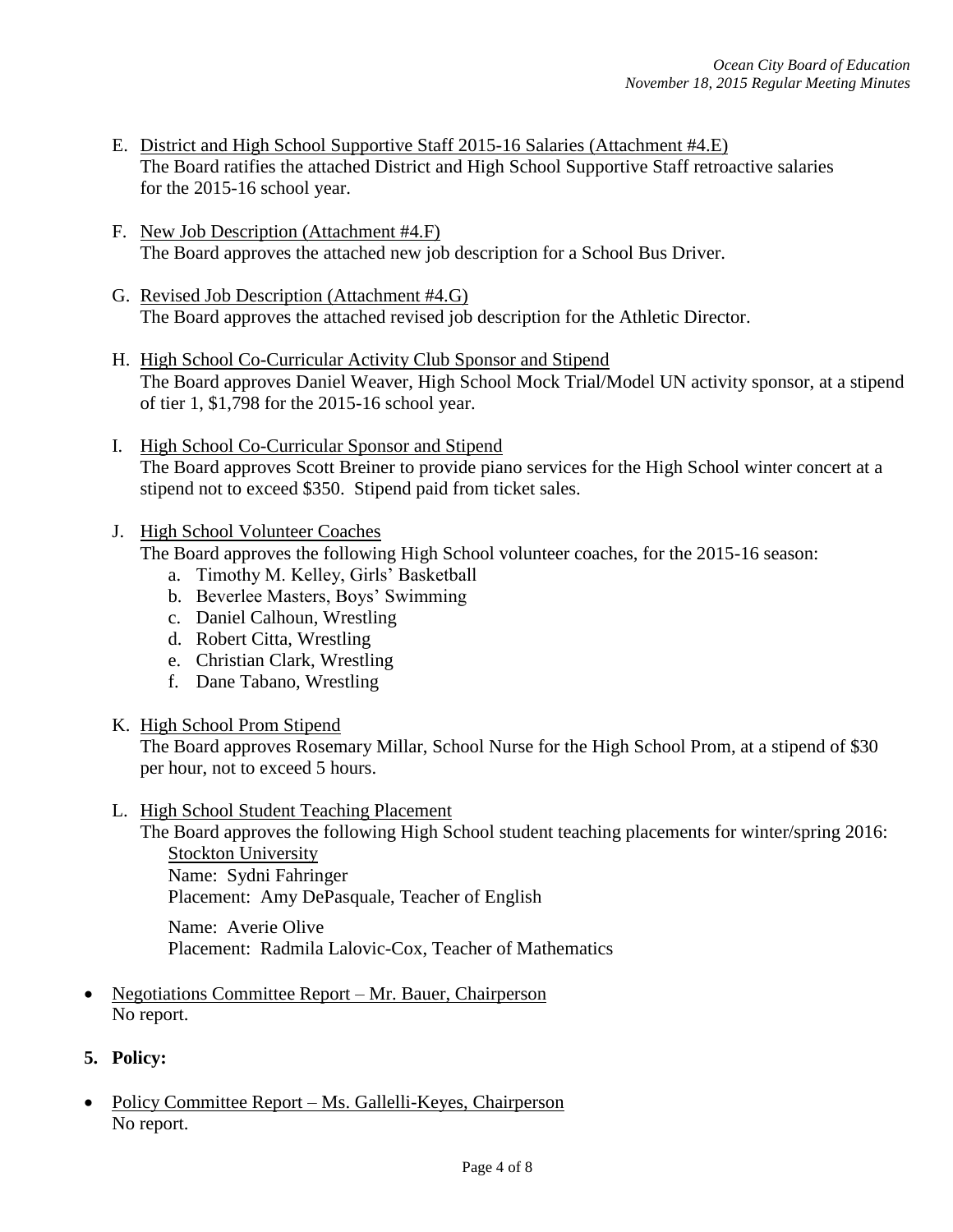E. District and High School Supportive Staff 2015-16 Salaries (Attachment #4.E)
   The Board ratifies the attached District and High School Supportive Staff retroactive salaries for the 2015-16 school year.

F. New Job Description (Attachment #4.F)
   The Board approves the attached new job description for a School Bus Driver.

G. Revised Job Description (Attachment #4.G)
   The Board approves the attached revised job description for the Athletic Director.

H. High School Co-Curricular Activity Club Sponsor and Stipend
   The Board approves Daniel Weaver, High School Mock Trial/Model UN activity sponsor, at a stipend of tier 1, $1,798 for the 2015-16 school year.

I. High School Co-Curricular Sponsor and Stipend
   The Board approves Scott Breiner to provide piano services for the High School winter concert at a stipend not to exceed $350. Stipend paid from ticket sales.

J. High School Volunteer Coaches
   The Board approves the following High School volunteer coaches, for the 2015-16 season:
   a. Timothy M. Kelley, Girls' Basketball
   b. Beverlee Masters, Boys' Swimming
   c. Daniel Calhoun, Wrestling
   d. Robert Citta, Wrestling
   e. Christian Clark, Wrestling
   f. Dane Tabano, Wrestling

K. High School Prom Stipend
   The Board approves Rosemary Millar, School Nurse for the High School Prom, at a stipend of $30 per hour, not to exceed 5 hours.

L. High School Student Teaching Placement
   The Board approves the following High School student teaching placements for winter/spring 2016:
   Stockton University
   Name: Sydni Fahringer
   Placement: Amy DePasquale, Teacher of English

   Name: Averie Olive
   Placement: Radmila Lalovic-Cox, Teacher of Mathematics

- Negotiations Committee Report – Mr. Bauer, Chairperson
  No report.

**5. Policy:**

- Policy Committee Report – Ms. Gallelli-Keyes, Chairperson
  No report.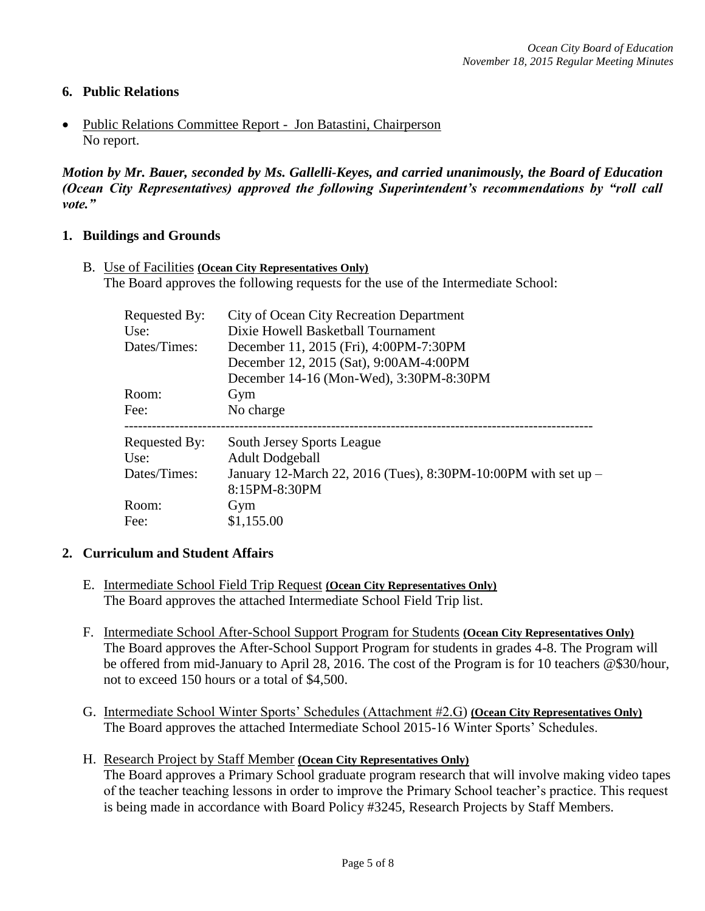## 6. Public Relations

- Public Relations Committee Report - Jon Batastini, Chairperson
  No report.

***Motion by Mr. Bauer, seconded by Ms. Gallelli-Keyes, and carried unanimously, the Board of Education (Ocean City Representatives) approved the following Superintendent's recommendations by "roll call vote."***

## 1. Buildings and Grounds

B. Use of Facilities **(Ocean City Representatives Only)**
The Board approves the following requests for the use of the Intermediate School:

| | |
|---|---|
| Requested By: | City of Ocean City Recreation Department |
| Use: | Dixie Howell Basketball Tournament |
| Dates/Times: | December 11, 2015 (Fri), 4:00PM-7:30PM<br>December 12, 2015 (Sat), 9:00AM-4:00PM<br>December 14-16 (Mon-Wed), 3:30PM-8:30PM |
| Room: | Gym |
| Fee: | No charge |

---

| | |
|---|---|
| Requested By: | South Jersey Sports League |
| Use: | Adult Dodgeball |
| Dates/Times: | January 12-March 22, 2016 (Tues), 8:30PM-10:00PM with set up – 8:15PM-8:30PM |
| Room: | Gym |
| Fee: | $1,155.00 |

## 2. Curriculum and Student Affairs

E. Intermediate School Field Trip Request **(Ocean City Representatives Only)**
The Board approves the attached Intermediate School Field Trip list.

F. Intermediate School After-School Support Program for Students **(Ocean City Representatives Only)**
The Board approves the After-School Support Program for students in grades 4-8. The Program will be offered from mid-January to April 28, 2016. The cost of the Program is for 10 teachers @$30/hour, not to exceed 150 hours or a total of $4,500.

G. Intermediate School Winter Sports' Schedules (Attachment #2.G) **(Ocean City Representatives Only)**
The Board approves the attached Intermediate School 2015-16 Winter Sports' Schedules.

H. Research Project by Staff Member **(Ocean City Representatives Only)**
The Board approves a Primary School graduate program research that will involve making video tapes of the teacher teaching lessons in order to improve the Primary School teacher's practice. This request is being made in accordance with Board Policy #3245, Research Projects by Staff Members.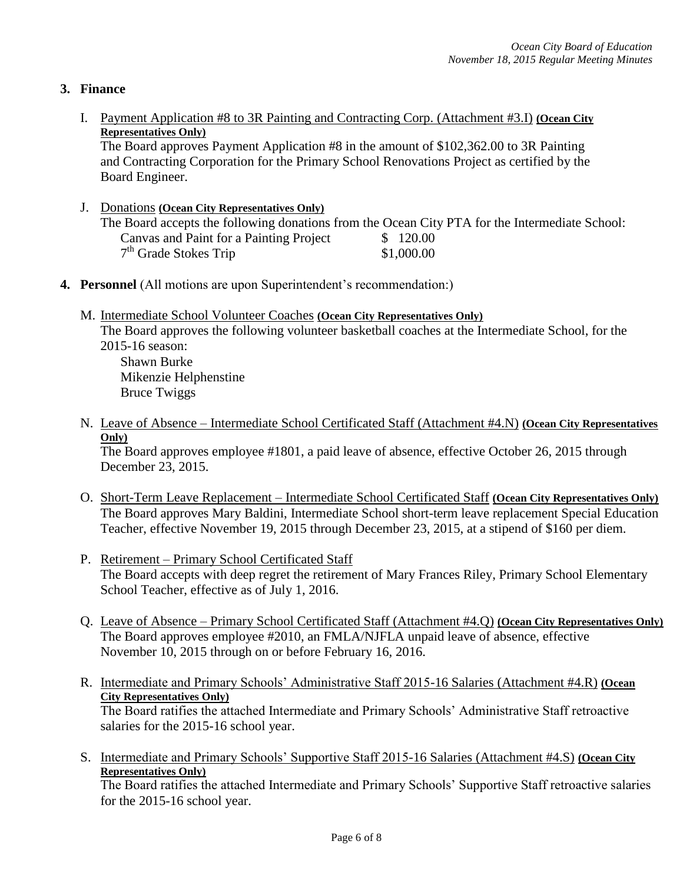## 3. Finance

I. Payment Application #8 to 3R Painting and Contracting Corp. (Attachment #3.I) **(Ocean City Representatives Only)**
The Board approves Payment Application #8 in the amount of $102,362.00 to 3R Painting and Contracting Corporation for the Primary School Renovations Project as certified by the Board Engineer.

J. Donations **(Ocean City Representatives Only)**
The Board accepts the following donations from the Ocean City PTA for the Intermediate School:

| | |
|---|---|
| Canvas and Paint for a Painting Project | $ 120.00 |
| 7th Grade Stokes Trip | $1,000.00 |

## 4. Personnel (All motions are upon Superintendent's recommendation:)

M. Intermediate School Volunteer Coaches **(Ocean City Representatives Only)**
The Board approves the following volunteer basketball coaches at the Intermediate School, for the 2015-16 season:
Shawn Burke
Mikenzie Helphenstine
Bruce Twiggs

N. Leave of Absence – Intermediate School Certificated Staff (Attachment #4.N) **(Ocean City Representatives Only)**
The Board approves employee #1801, a paid leave of absence, effective October 26, 2015 through December 23, 2015.

O. Short-Term Leave Replacement – Intermediate School Certificated Staff **(Ocean City Representatives Only)**
The Board approves Mary Baldini, Intermediate School short-term leave replacement Special Education Teacher, effective November 19, 2015 through December 23, 2015, at a stipend of $160 per diem.

P. Retirement – Primary School Certificated Staff
The Board accepts with deep regret the retirement of Mary Frances Riley, Primary School Elementary School Teacher, effective as of July 1, 2016.

Q. Leave of Absence – Primary School Certificated Staff (Attachment #4.Q) **(Ocean City Representatives Only)**
The Board approves employee #2010, an FMLA/NJFLA unpaid leave of absence, effective November 10, 2015 through on or before February 16, 2016.

R. Intermediate and Primary Schools' Administrative Staff 2015-16 Salaries (Attachment #4.R) **(Ocean City Representatives Only)**
The Board ratifies the attached Intermediate and Primary Schools' Administrative Staff retroactive salaries for the 2015-16 school year.

S. Intermediate and Primary Schools' Supportive Staff 2015-16 Salaries (Attachment #4.S) **(Ocean City Representatives Only)**
The Board ratifies the attached Intermediate and Primary Schools' Supportive Staff retroactive salaries for the 2015-16 school year.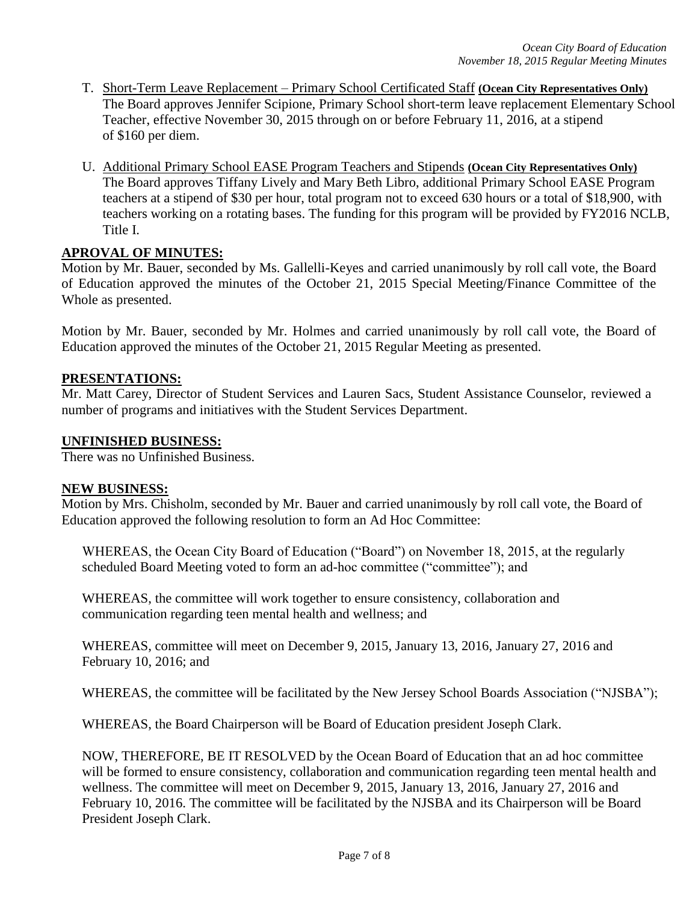T. <u>Short-Term Leave Replacement – Primary School Certificated Staff</u> **(Ocean City Representatives Only)**
The Board approves Jennifer Scipione, Primary School short-term leave replacement Elementary School Teacher, effective November 30, 2015 through on or before February 11, 2016, at a stipend of $160 per diem.

U. <u>Additional Primary School EASE Program Teachers and Stipends</u> **(Ocean City Representatives Only)**
The Board approves Tiffany Lively and Mary Beth Libro, additional Primary School EASE Program teachers at a stipend of $30 per hour, total program not to exceed 630 hours or a total of $18,900, with teachers working on a rotating bases. The funding for this program will be provided by FY2016 NCLB, Title I.

**APROVAL OF MINUTES:**

Motion by Mr. Bauer, seconded by Ms. Gallelli-Keyes and carried unanimously by roll call vote, the Board of Education approved the minutes of the October 21, 2015 Special Meeting/Finance Committee of the Whole as presented.

Motion by Mr. Bauer, seconded by Mr. Holmes and carried unanimously by roll call vote, the Board of Education approved the minutes of the October 21, 2015 Regular Meeting as presented.

**PRESENTATIONS:**

Mr. Matt Carey, Director of Student Services and Lauren Sacs, Student Assistance Counselor, reviewed a number of programs and initiatives with the Student Services Department.

**UNFINISHED BUSINESS:**

There was no Unfinished Business.

**NEW BUSINESS:**

Motion by Mrs. Chisholm, seconded by Mr. Bauer and carried unanimously by roll call vote, the Board of Education approved the following resolution to form an Ad Hoc Committee:

WHEREAS, the Ocean City Board of Education ("Board") on November 18, 2015, at the regularly scheduled Board Meeting voted to form an ad-hoc committee ("committee"); and

WHEREAS, the committee will work together to ensure consistency, collaboration and communication regarding teen mental health and wellness; and

WHEREAS, committee will meet on December 9, 2015, January 13, 2016, January 27, 2016 and February 10, 2016; and

WHEREAS, the committee will be facilitated by the New Jersey School Boards Association ("NJSBA");

WHEREAS, the Board Chairperson will be Board of Education president Joseph Clark.

NOW, THEREFORE, BE IT RESOLVED by the Ocean Board of Education that an ad hoc committee will be formed to ensure consistency, collaboration and communication regarding teen mental health and wellness. The committee will meet on December 9, 2015, January 13, 2016, January 27, 2016 and February 10, 2016. The committee will be facilitated by the NJSBA and its Chairperson will be Board President Joseph Clark.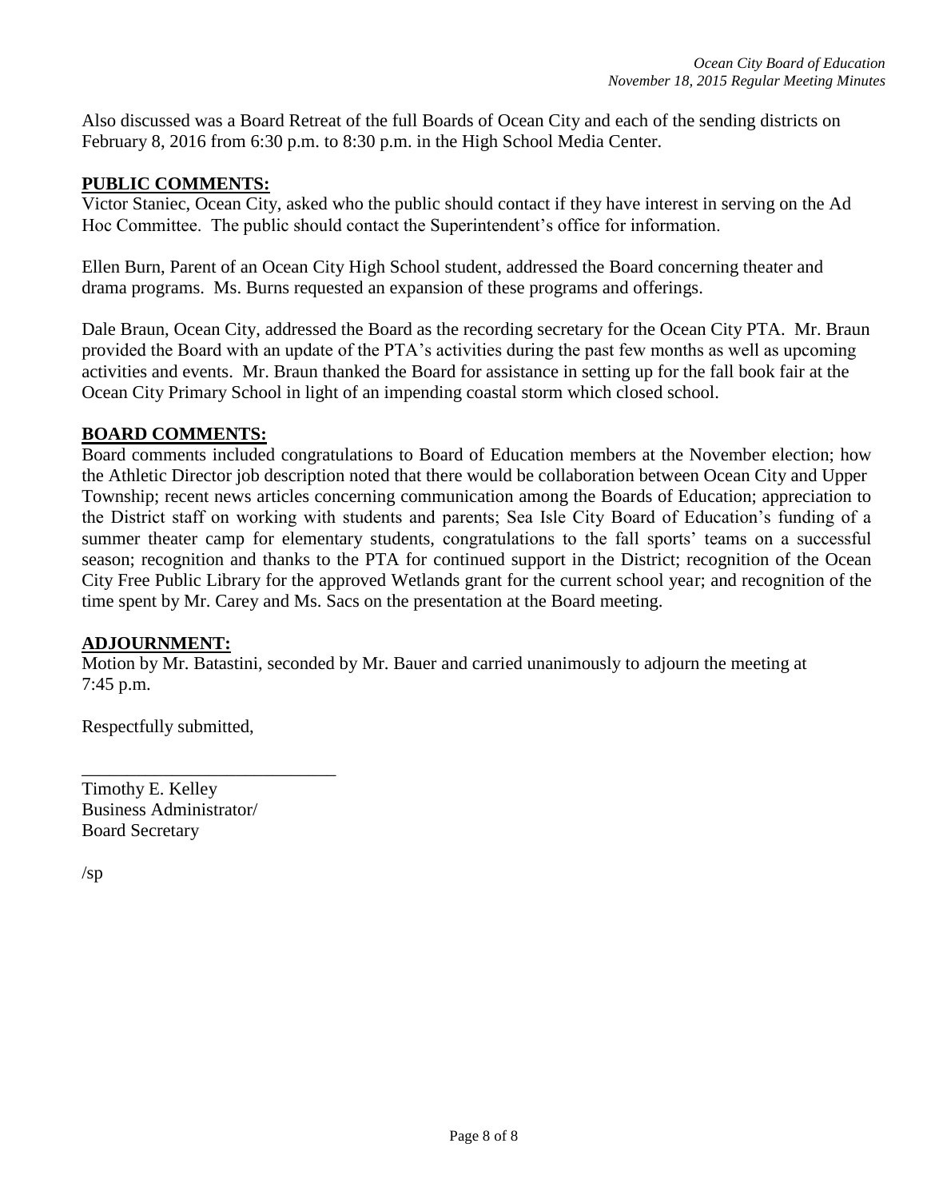Also discussed was a Board Retreat of the full Boards of Ocean City and each of the sending districts on February 8, 2016 from 6:30 p.m. to 8:30 p.m. in the High School Media Center.

**PUBLIC COMMENTS:**

Victor Staniec, Ocean City, asked who the public should contact if they have interest in serving on the Ad Hoc Committee. The public should contact the Superintendent's office for information.

Ellen Burn, Parent of an Ocean City High School student, addressed the Board concerning theater and drama programs. Ms. Burns requested an expansion of these programs and offerings.

Dale Braun, Ocean City, addressed the Board as the recording secretary for the Ocean City PTA. Mr. Braun provided the Board with an update of the PTA's activities during the past few months as well as upcoming activities and events. Mr. Braun thanked the Board for assistance in setting up for the fall book fair at the Ocean City Primary School in light of an impending coastal storm which closed school.

**BOARD COMMENTS:**

Board comments included congratulations to Board of Education members at the November election; how the Athletic Director job description noted that there would be collaboration between Ocean City and Upper Township; recent news articles concerning communication among the Boards of Education; appreciation to the District staff on working with students and parents; Sea Isle City Board of Education's funding of a summer theater camp for elementary students, congratulations to the fall sports' teams on a successful season; recognition and thanks to the PTA for continued support in the District; recognition of the Ocean City Free Public Library for the approved Wetlands grant for the current school year; and recognition of the time spent by Mr. Carey and Ms. Sacs on the presentation at the Board meeting.

**ADJOURNMENT:**

Motion by Mr. Batastini, seconded by Mr. Bauer and carried unanimously to adjourn the meeting at 7:45 p.m.

Respectfully submitted,

\_\_\_\_\_\_\_\_\_\_\_\_\_\_\_\_\_\_\_\_\_\_\_\_\_\_\_\_\_

Timothy E. Kelley
Business Administrator/
Board Secretary

/sp